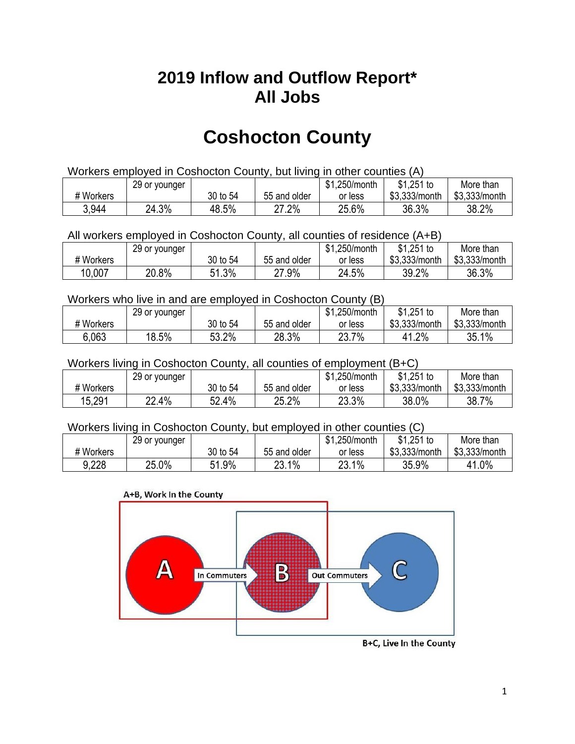# 2019 Inflow and Outflow Report*
# All Jobs

# Coshocton County

Workers employed in Coshocton County, but living in other counties (A)

| # Workers | 29 or younger | 30 to 54 | 55 and older | $1,250/month or less | $1,251 to $3,333/month | More than $3,333/month |
|---|---|---|---|---|---|---|
| 3,944 | 24.3% | 48.5% | 27.2% | 25.6% | 36.3% | 38.2% |

All workers employed in Coshocton County, all counties of residence (A+B)

| # Workers | 29 or younger | 30 to 54 | 55 and older | $1,250/month or less | $1,251 to $3,333/month | More than $3,333/month |
|---|---|---|---|---|---|---|
| 10,007 | 20.8% | 51.3% | 27.9% | 24.5% | 39.2% | 36.3% |

Workers who live in and are employed in Coshocton County (B)

| # Workers | 29 or younger | 30 to 54 | 55 and older | $1,250/month or less | $1,251 to $3,333/month | More than $3,333/month |
|---|---|---|---|---|---|---|
| 6,063 | 18.5% | 53.2% | 28.3% | 23.7% | 41.2% | 35.1% |

Workers living in Coshocton County, all counties of employment (B+C)

| # Workers | 29 or younger | 30 to 54 | 55 and older | $1,250/month or less | $1,251 to $3,333/month | More than $3,333/month |
|---|---|---|---|---|---|---|
| 15,291 | 22.4% | 52.4% | 25.2% | 23.3% | 38.0% | 38.7% |

Workers living in Coshocton County, but employed in other counties (C)

| # Workers | 29 or younger | 30 to 54 | 55 and older | $1,250/month or less | $1,251 to $3,333/month | More than $3,333/month |
|---|---|---|---|---|---|---|
| 9,228 | 25.0% | 51.9% | 23.1% | 23.1% | 35.9% | 41.0% |

A+B, Work In the County

A

In Commuters

B

Out Commuters

C

B+C, Live In the County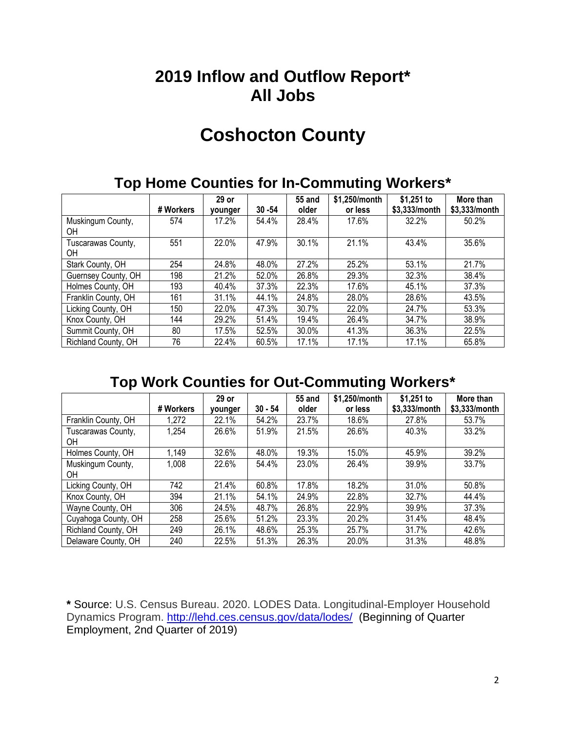# 2019 Inflow and Outflow Report*
# All Jobs

# Coshocton County

## Top Home Counties for In-Commuting Workers*

| | # Workers | 29 or younger | 30 -54 | 55 and older | $1,250/month or less | $1,251 to $3,333/month | More than $3,333/month |
|---|---|---|---|---|---|---|---|
| Muskingum County, OH | 574 | 17.2% | 54.4% | 28.4% | 17.6% | 32.2% | 50.2% |
| Tuscarawas County, OH | 551 | 22.0% | 47.9% | 30.1% | 21.1% | 43.4% | 35.6% |
| Stark County, OH | 254 | 24.8% | 48.0% | 27.2% | 25.2% | 53.1% | 21.7% |
| Guernsey County, OH | 198 | 21.2% | 52.0% | 26.8% | 29.3% | 32.3% | 38.4% |
| Holmes County, OH | 193 | 40.4% | 37.3% | 22.3% | 17.6% | 45.1% | 37.3% |
| Franklin County, OH | 161 | 31.1% | 44.1% | 24.8% | 28.0% | 28.6% | 43.5% |
| Licking County, OH | 150 | 22.0% | 47.3% | 30.7% | 22.0% | 24.7% | 53.3% |
| Knox County, OH | 144 | 29.2% | 51.4% | 19.4% | 26.4% | 34.7% | 38.9% |
| Summit County, OH | 80 | 17.5% | 52.5% | 30.0% | 41.3% | 36.3% | 22.5% |
| Richland County, OH | 76 | 22.4% | 60.5% | 17.1% | 17.1% | 17.1% | 65.8% |

## Top Work Counties for Out-Commuting Workers*

| | # Workers | 29 or younger | 30 - 54 | 55 and older | $1,250/month or less | $1,251 to $3,333/month | More than $3,333/month |
|---|---|---|---|---|---|---|---|
| Franklin County, OH | 1,272 | 22.1% | 54.2% | 23.7% | 18.6% | 27.8% | 53.7% |
| Tuscarawas County, OH | 1,254 | 26.6% | 51.9% | 21.5% | 26.6% | 40.3% | 33.2% |
| Holmes County, OH | 1,149 | 32.6% | 48.0% | 19.3% | 15.0% | 45.9% | 39.2% |
| Muskingum County, OH | 1,008 | 22.6% | 54.4% | 23.0% | 26.4% | 39.9% | 33.7% |
| Licking County, OH | 742 | 21.4% | 60.8% | 17.8% | 18.2% | 31.0% | 50.8% |
| Knox County, OH | 394 | 21.1% | 54.1% | 24.9% | 22.8% | 32.7% | 44.4% |
| Wayne County, OH | 306 | 24.5% | 48.7% | 26.8% | 22.9% | 39.9% | 37.3% |
| Cuyahoga County, OH | 258 | 25.6% | 51.2% | 23.3% | 20.2% | 31.4% | 48.4% |
| Richland County, OH | 249 | 26.1% | 48.6% | 25.3% | 25.7% | 31.7% | 42.6% |
| Delaware County, OH | 240 | 22.5% | 51.3% | 26.3% | 20.0% | 31.3% | 48.8% |

* Source: U.S. Census Bureau. 2020. LODES Data. Longitudinal-Employer Household Dynamics Program. http://lehd.ces.census.gov/data/lodes/ (Beginning of Quarter Employment, 2nd Quarter of 2019)